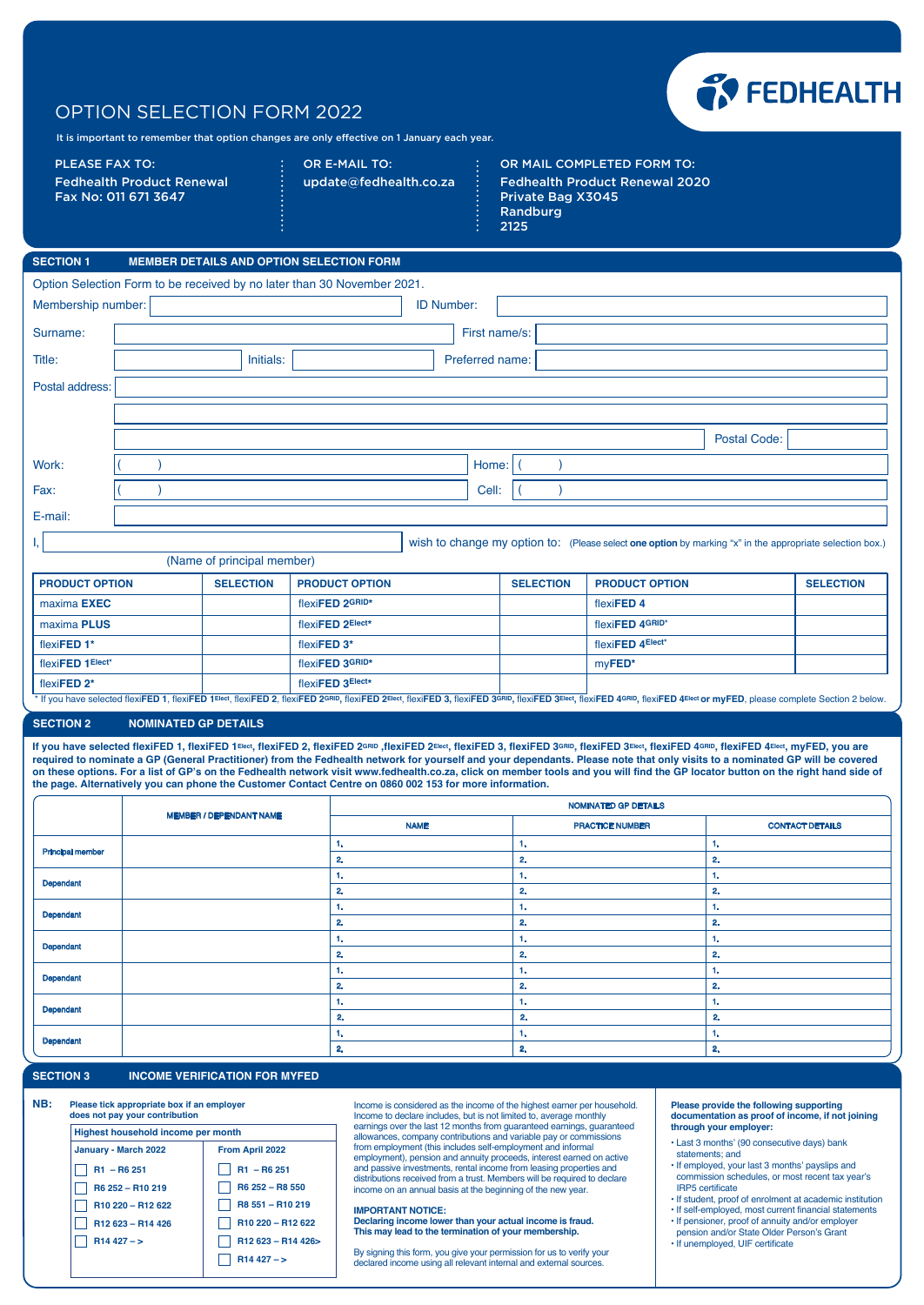# OPTION SELECTION FORM 2022

FEDHEALTH

It is important to remember that option changes are only effective on 1 January each year.

**PLEASE FAX TO:**
Fedhealth Product Renewal
Fax No: 011 671 3647

**OR E-MAIL TO:**
update@fedhealth.co.za

**OR MAIL COMPLETED FORM TO:**
Fedhealth Product Renewal 2020
Private Bag X3045
Randburg
2125

## SECTION 1 MEMBER DETAILS AND OPTION SELECTION FORM

Option Selection Form to be received by no later than 30 November 2021.

Membership number: ______________ ID Number: ______________

Surname: ______________ First name/s: ______________

Title: ________ Initials: ________ Preferred name: ______________

Postal address: ______________

______________

______________ Postal Code: ________

Work: ( ) ______________ Home: ( ) ______________

Fax: ( ) ______________ Cell: ( ) ______________

E-mail: ______________

I, ______________ wish to change my option to: (Please select **one option** by marking "x" in the appropriate selection box.)

(Name of principal member)

| PRODUCT OPTION | SELECTION | PRODUCT OPTION | SELECTION | PRODUCT OPTION | SELECTION |
|---|---|---|---|---|---|
| maxima **EXEC** | | flexi**FED 2**[GRID*] | | flexi**FED 4** | |
| maxima **PLUS** | | flexi**FED 2**[Elect*] | | flexi**FED 4**[GRID*] | |
| flexi**FED 1*** | | flexi**FED 3*** | | flexi**FED 4**[Elect*] | |
| flexi**FED 1**[Elect*] | | flexi**FED 3**[GRID*] | | my**FED*** | |
| flexi**FED 2*** | | flexi**FED 3**[Elect*] | | | |

* If you have selected flexi**FED 1**, flexi**FED 1**[Elect], flexi**FED 2**, flexi**FED 2**[GRID], flexi**FED 2**[Elect], flexi**FED 3**, flexi**FED 3**[GRID], flexi**FED 3**[Elect], flexi**FED 4**[GRID], flexi**FED 4**[Elect] **or myFED**, please complete Section 2 below.

## SECTION 2 NOMINATED GP DETAILS

**If you have selected flexiFED 1, flexiFED 1[Elect], flexiFED 2, flexiFED 2[GRID], flexiFED 2[Elect], flexiFED 3, flexiFED 3[GRID], flexiFED 3[Elect], flexiFED 4[GRID], flexiFED 4[Elect], myFED, you are required to nominate a GP (General Practitioner) from the Fedhealth network for yourself and your dependants. Please note that only visits to a nominated GP will be covered on these options. For a list of GP's on the Fedhealth network visit www.fedhealth.co.za, click on member tools and you will find the GP locator button on the right hand side of the page. Alternatively you can phone the Customer Contact Centre on 0860 002 153 for more information.**

| | MEMBER / DEPENDANT NAME | NOMINATED GP DETAILS | | |
|---|---|---|---|---|
| | | NAME | PRACTICE NUMBER | CONTACT DETAILS |
| Principal member | | 1. | 1. | 1. |
| | | 2. | 2. | 2. |
| Dependant | | 1. | 1. | 1. |
| | | 2. | 2. | 2. |
| Dependant | | 1. | 1. | 1. |
| | | 2. | 2. | 2. |
| Dependant | | 1. | 1. | 1. |
| | | 2. | 2. | 2. |
| Dependant | | 1. | 1. | 1. |
| | | 2. | 2. | 2. |
| Dependant | | 1. | 1. | 1. |
| | | 2. | 2. | 2. |
| Dependant | | 1. | 1. | 1. |
| | | 2. | 2. | 2. |

## SECTION 3 INCOME VERIFICATION FOR MYFED

**NB:** **Please tick appropriate box if an employer does not pay your contribution**

| **Highest household income per month** | |
|---|---|
| **January - March 2022** | **From April 2022** |
| R1 – R6 251 | R1 – R6 251 |
| R6 252 – R10 219 | R6 252 – R8 550 |
| R10 220 – R12 622 | R8 551 – R10 219 |
| R12 623 – R14 426 | R10 220 – R12 622 |
| R14 427 – > | R12 623 – R14 426> |
| | R14 427 – > |

Income is considered as the income of the highest earner per household. Income to declare includes, but is not limited to, average monthly earnings over the last 12 months from guaranteed earnings, guaranteed allowances, company contributions and variable pay or commissions from employment (this includes self-employment and informal employment), pension and annuity proceeds, interest earned on active and passive investments, rental income from leasing properties and distributions received from a trust. Members will be required to declare income on an annual basis at the beginning of the new year.

**IMPORTANT NOTICE:**
**Declaring income lower than your actual income is fraud. This may lead to the termination of your membership.**

By signing this form, you give your permission for us to verify your declared income using all relevant internal and external sources.

**Please provide the following supporting documentation as proof of income, if not joining through your employer:**

- Last 3 months' (90 consecutive days) bank statements; and
- If employed, your last 3 months' payslips and commission schedules, or most recent tax year's IRP5 certificate
- If student, proof of enrolment at academic institution
- If self-employed, most current financial statements
- If pensioner, proof of annuity and/or employer pension and/or State Older Person's Grant
- If unemployed, UIF certificate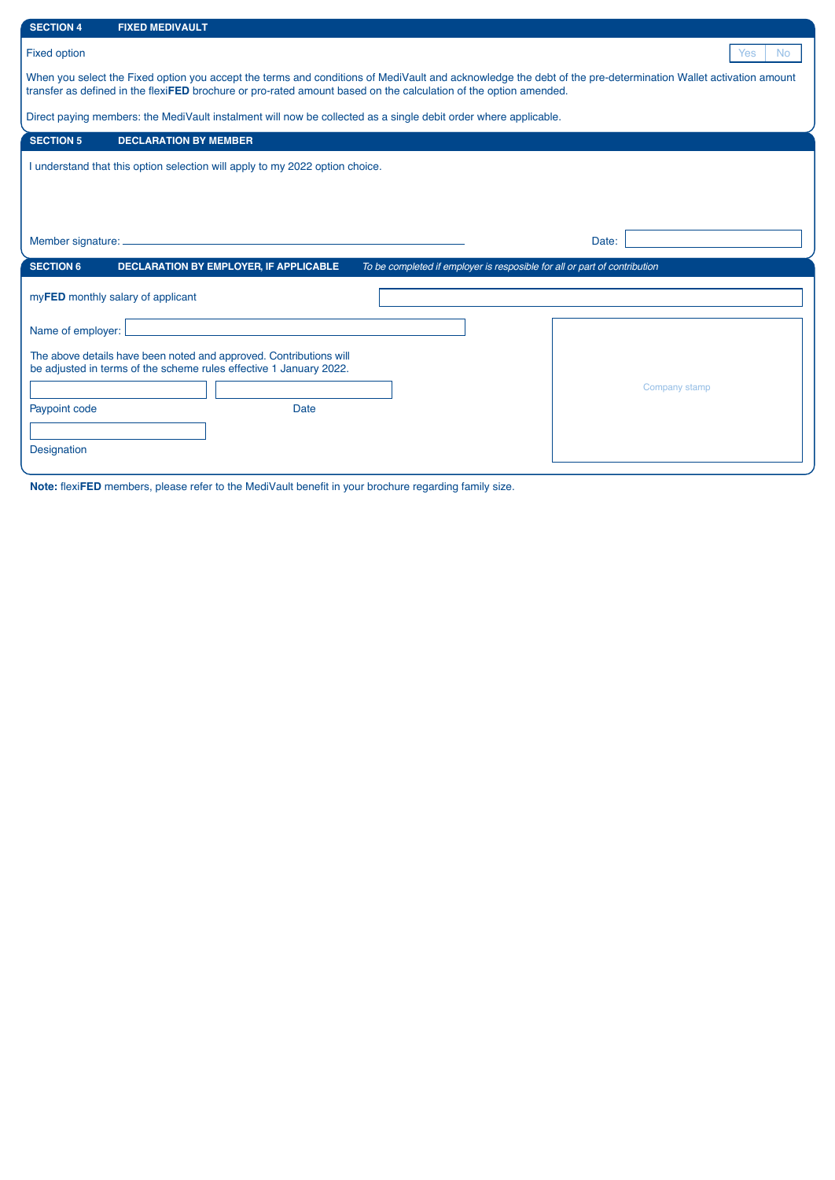## SECTION 4 FIXED MEDIVAULT

Fixed option Yes No

When you select the Fixed option you accept the terms and conditions of MediVault and acknowledge the debt of the pre-determination Wallet activation amount transfer as defined in the flexi**FED** brochure or pro-rated amount based on the calculation of the option amended.

Direct paying members: the MediVault instalment will now be collected as a single debit order where applicable.

## SECTION 5 DECLARATION BY MEMBER

I understand that this option selection will apply to my 2022 option choice.

Member signature: ______________________________ Date: __________

## SECTION 6 DECLARATION BY EMPLOYER, IF APPLICABLE

*To be completed if employer is resposible for all or part of contribution*

my**FED** monthly salary of applicant __________

Name of employer: __________

The above details have been noted and approved. Contributions will be adjusted in terms of the scheme rules effective 1 January 2022.

Paypoint code __________ Date __________

Designation __________

Company stamp

**Note:** flexi**FED** members, please refer to the MediVault benefit in your brochure regarding family size.